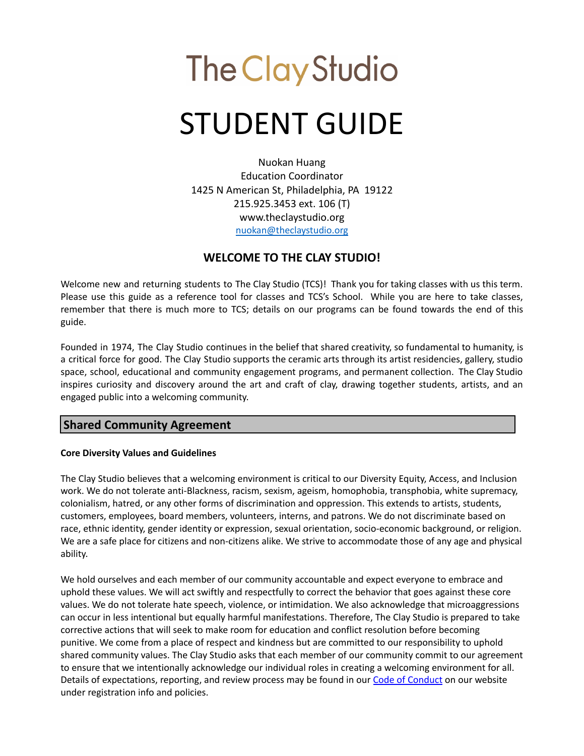# The Clay Studio

# STUDENT GUIDE

Nuokan Huang
Education Coordinator
1425 N American St, Philadelphia, PA 19122
215.925.3453 ext. 106 (T)
www.theclaystudio.org
[nuokan@theclaystudio.org](mailto:nuokan@theclaystudio.org)

## WELCOME TO THE CLAY STUDIO!

Welcome new and returning students to The Clay Studio (TCS)! Thank you for taking classes with us this term. Please use this guide as a reference tool for classes and TCS's School. While you are here to take classes, remember that there is much more to TCS; details on our programs can be found towards the end of this guide.

Founded in 1974, The Clay Studio continues in the belief that shared creativity, so fundamental to humanity, is a critical force for good. The Clay Studio supports the ceramic arts through its artist residencies, gallery, studio space, school, educational and community engagement programs, and permanent collection. The Clay Studio inspires curiosity and discovery around the art and craft of clay, drawing together students, artists, and an engaged public into a welcoming community.

## Shared Community Agreement

**Core Diversity Values and Guidelines**

The Clay Studio believes that a welcoming environment is critical to our Diversity Equity, Access, and Inclusion work. We do not tolerate anti-Blackness, racism, sexism, ageism, homophobia, transphobia, white supremacy, colonialism, hatred, or any other forms of discrimination and oppression. This extends to artists, students, customers, employees, board members, volunteers, interns, and patrons. We do not discriminate based on race, ethnic identity, gender identity or expression, sexual orientation, socio-economic background, or religion. We are a safe place for citizens and non-citizens alike. We strive to accommodate those of any age and physical ability.

We hold ourselves and each member of our community accountable and expect everyone to embrace and uphold these values. We will act swiftly and respectfully to correct the behavior that goes against these core values. We do not tolerate hate speech, violence, or intimidation. We also acknowledge that microaggressions can occur in less intentional but equally harmful manifestations. Therefore, The Clay Studio is prepared to take corrective actions that will seek to make room for education and conflict resolution before becoming punitive. We come from a place of respect and kindness but are committed to our responsibility to uphold shared community values. The Clay Studio asks that each member of our community commit to our agreement to ensure that we intentionally acknowledge our individual roles in creating a welcoming environment for all. Details of expectations, reporting, and review process may be found in our Code of Conduct on our website under registration info and policies.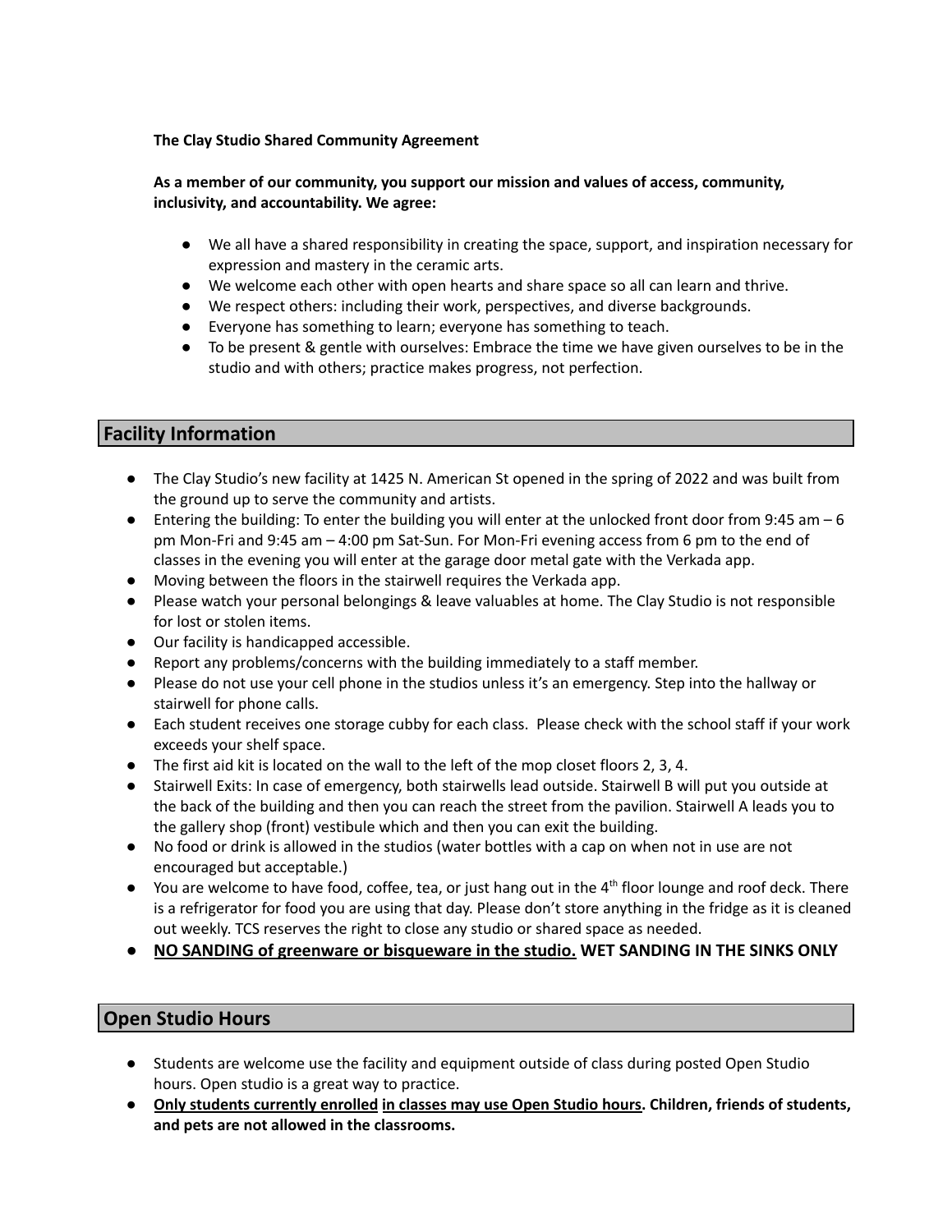**The Clay Studio Shared Community Agreement**

**As a member of our community, you support our mission and values of access, community, inclusivity, and accountability. We agree:**

- We all have a shared responsibility in creating the space, support, and inspiration necessary for expression and mastery in the ceramic arts.
- We welcome each other with open hearts and share space so all can learn and thrive.
- We respect others: including their work, perspectives, and diverse backgrounds.
- Everyone has something to learn; everyone has something to teach.
- To be present & gentle with ourselves: Embrace the time we have given ourselves to be in the studio and with others; practice makes progress, not perfection.

## Facility Information

- The Clay Studio's new facility at 1425 N. American St opened in the spring of 2022 and was built from the ground up to serve the community and artists.
- Entering the building: To enter the building you will enter at the unlocked front door from 9:45 am – 6 pm Mon-Fri and 9:45 am – 4:00 pm Sat-Sun. For Mon-Fri evening access from 6 pm to the end of classes in the evening you will enter at the garage door metal gate with the Verkada app.
- Moving between the floors in the stairwell requires the Verkada app.
- Please watch your personal belongings & leave valuables at home. The Clay Studio is not responsible for lost or stolen items.
- Our facility is handicapped accessible.
- Report any problems/concerns with the building immediately to a staff member.
- Please do not use your cell phone in the studios unless it's an emergency. Step into the hallway or stairwell for phone calls.
- Each student receives one storage cubby for each class. Please check with the school staff if your work exceeds your shelf space.
- The first aid kit is located on the wall to the left of the mop closet floors 2, 3, 4.
- Stairwell Exits: In case of emergency, both stairwells lead outside. Stairwell B will put you outside at the back of the building and then you can reach the street from the pavilion. Stairwell A leads you to the gallery shop (front) vestibule which and then you can exit the building.
- No food or drink is allowed in the studios (water bottles with a cap on when not in use are not encouraged but acceptable.)
- You are welcome to have food, coffee, tea, or just hang out in the 4th floor lounge and roof deck. There is a refrigerator for food you are using that day. Please don't store anything in the fridge as it is cleaned out weekly. TCS reserves the right to close any studio or shared space as needed.
- **<u>NO SANDING of greenware or bisqueware in the studio.</u> WET SANDING IN THE SINKS ONLY**

## Open Studio Hours

- Students are welcome use the facility and equipment outside of class during posted Open Studio hours. Open studio is a great way to practice.
- **<u>Only students currently enrolled</u> <u>in classes may use Open Studio hours</u>. Children, friends of students, and pets are not allowed in the classrooms.**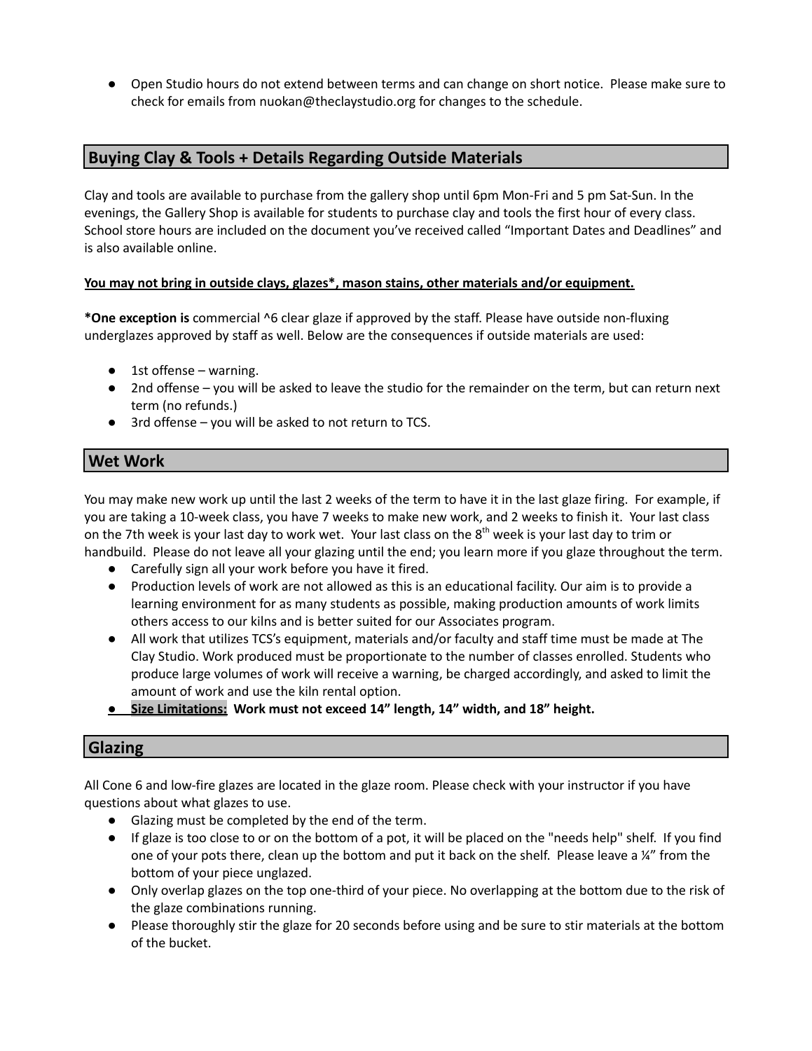- Open Studio hours do not extend between terms and can change on short notice. Please make sure to check for emails from nuokan@theclaystudio.org for changes to the schedule.

## Buying Clay & Tools + Details Regarding Outside Materials

Clay and tools are available to purchase from the gallery shop until 6pm Mon-Fri and 5 pm Sat-Sun. In the evenings, the Gallery Shop is available for students to purchase clay and tools the first hour of every class. School store hours are included on the document you've received called "Important Dates and Deadlines" and is also available online.

**<u>You may not bring in outside clays, glazes*, mason stains, other materials and/or equipment.</u>**

***One exception is** commercial ^6 clear glaze if approved by the staff. Please have outside non-fluxing underglazes approved by staff as well. Below are the consequences if outside materials are used:

- 1st offense – warning.
- 2nd offense – you will be asked to leave the studio for the remainder on the term, but can return next term (no refunds.)
- 3rd offense – you will be asked to not return to TCS.

## Wet Work

You may make new work up until the last 2 weeks of the term to have it in the last glaze firing. For example, if you are taking a 10-week class, you have 7 weeks to make new work, and 2 weeks to finish it. Your last class on the 7th week is your last day to work wet. Your last class on the 8th week is your last day to trim or handbuild. Please do not leave all your glazing until the end; you learn more if you glaze throughout the term.

- Carefully sign all your work before you have it fired.
- Production levels of work are not allowed as this is an educational facility. Our aim is to provide a learning environment for as many students as possible, making production amounts of work limits others access to our kilns and is better suited for our Associates program.
- All work that utilizes TCS's equipment, materials and/or faculty and staff time must be made at The Clay Studio. Work produced must be proportionate to the number of classes enrolled. Students who produce large volumes of work will receive a warning, be charged accordingly, and asked to limit the amount of work and use the kiln rental option.
- **<u>Size Limitations:</u> Work must not exceed 14" length, 14" width, and 18" height.**

## Glazing

All Cone 6 and low-fire glazes are located in the glaze room. Please check with your instructor if you have questions about what glazes to use.

- Glazing must be completed by the end of the term.
- If glaze is too close to or on the bottom of a pot, it will be placed on the "needs help" shelf. If you find one of your pots there, clean up the bottom and put it back on the shelf. Please leave a ¼" from the bottom of your piece unglazed.
- Only overlap glazes on the top one-third of your piece. No overlapping at the bottom due to the risk of the glaze combinations running.
- Please thoroughly stir the glaze for 20 seconds before using and be sure to stir materials at the bottom of the bucket.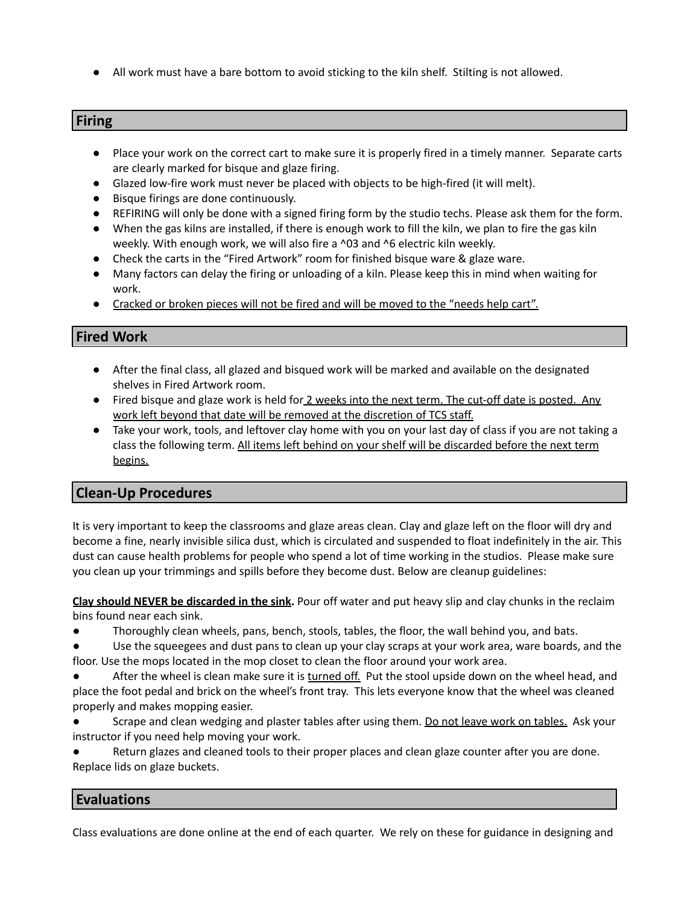- All work must have a bare bottom to avoid sticking to the kiln shelf. Stilting is not allowed.

## Firing

- Place your work on the correct cart to make sure it is properly fired in a timely manner. Separate carts are clearly marked for bisque and glaze firing.
- Glazed low-fire work must never be placed with objects to be high-fired (it will melt).
- Bisque firings are done continuously.
- REFIRING will only be done with a signed firing form by the studio techs. Please ask them for the form.
- When the gas kilns are installed, if there is enough work to fill the kiln, we plan to fire the gas kiln weekly. With enough work, we will also fire a ^03 and ^6 electric kiln weekly.
- Check the carts in the "Fired Artwork" room for finished bisque ware & glaze ware.
- Many factors can delay the firing or unloading of a kiln. Please keep this in mind when waiting for work.
- Cracked or broken pieces will not be fired and will be moved to the "needs help cart".

## Fired Work

- After the final class, all glazed and bisqued work will be marked and available on the designated shelves in Fired Artwork room.
- Fired bisque and glaze work is held for 2 weeks into the next term. The cut-off date is posted. Any work left beyond that date will be removed at the discretion of TCS staff.
- Take your work, tools, and leftover clay home with you on your last day of class if you are not taking a class the following term. All items left behind on your shelf will be discarded before the next term begins.

## Clean-Up Procedures

It is very important to keep the classrooms and glaze areas clean. Clay and glaze left on the floor will dry and become a fine, nearly invisible silica dust, which is circulated and suspended to float indefinitely in the air. This dust can cause health problems for people who spend a lot of time working in the studios. Please make sure you clean up your trimmings and spills before they become dust. Below are cleanup guidelines:

**Clay should NEVER be discarded in the sink.** Pour off water and put heavy slip and clay chunks in the reclaim bins found near each sink.

- Thoroughly clean wheels, pans, bench, stools, tables, the floor, the wall behind you, and bats.
- Use the squeegees and dust pans to clean up your clay scraps at your work area, ware boards, and the floor. Use the mops located in the mop closet to clean the floor around your work area.
- After the wheel is clean make sure it is turned off. Put the stool upside down on the wheel head, and place the foot pedal and brick on the wheel's front tray. This lets everyone know that the wheel was cleaned properly and makes mopping easier.
- Scrape and clean wedging and plaster tables after using them. Do not leave work on tables. Ask your instructor if you need help moving your work.
- Return glazes and cleaned tools to their proper places and clean glaze counter after you are done. Replace lids on glaze buckets.

## Evaluations

Class evaluations are done online at the end of each quarter. We rely on these for guidance in designing and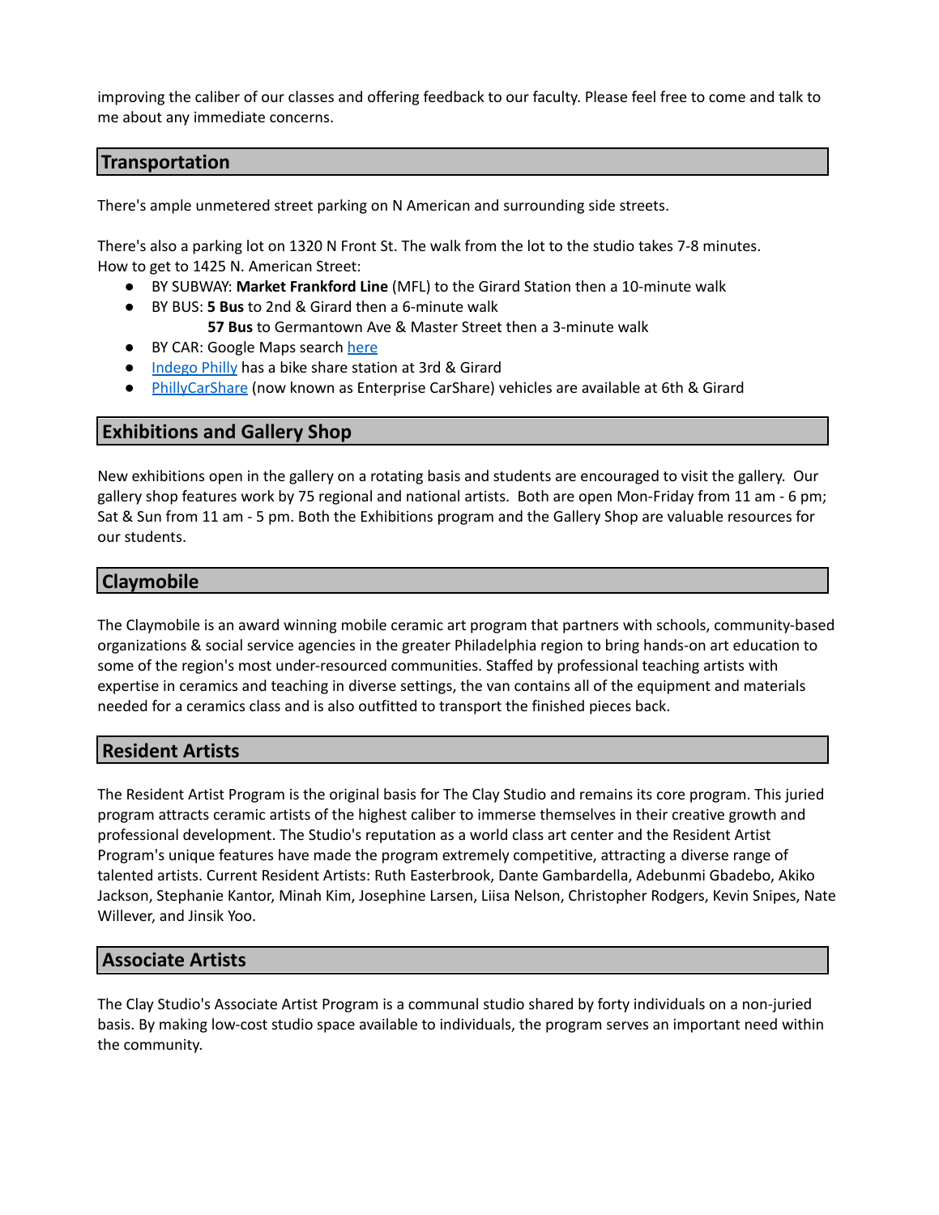improving the caliber of our classes and offering feedback to our faculty. Please feel free to come and talk to me about any immediate concerns.

## Transportation

There's ample unmetered street parking on N American and surrounding side streets.

There's also a parking lot on 1320 N Front St. The walk from the lot to the studio takes 7-8 minutes.
How to get to 1425 N. American Street:

- BY SUBWAY: **Market Frankford Line** (MFL) to the Girard Station then a 10-minute walk
- BY BUS: **5 Bus** to 2nd & Girard then a 6-minute walk
  **57 Bus** to Germantown Ave & Master Street then a 3-minute walk
- BY CAR: Google Maps search here
- Indego Philly has a bike share station at 3rd & Girard
- PhillyCarShare (now known as Enterprise CarShare) vehicles are available at 6th & Girard

## Exhibitions and Gallery Shop

New exhibitions open in the gallery on a rotating basis and students are encouraged to visit the gallery. Our gallery shop features work by 75 regional and national artists. Both are open Mon-Friday from 11 am - 6 pm; Sat & Sun from 11 am - 5 pm. Both the Exhibitions program and the Gallery Shop are valuable resources for our students.

## Claymobile

The Claymobile is an award winning mobile ceramic art program that partners with schools, community-based organizations & social service agencies in the greater Philadelphia region to bring hands-on art education to some of the region's most under-resourced communities. Staffed by professional teaching artists with expertise in ceramics and teaching in diverse settings, the van contains all of the equipment and materials needed for a ceramics class and is also outfitted to transport the finished pieces back.

## Resident Artists

The Resident Artist Program is the original basis for The Clay Studio and remains its core program. This juried program attracts ceramic artists of the highest caliber to immerse themselves in their creative growth and professional development. The Studio's reputation as a world class art center and the Resident Artist Program's unique features have made the program extremely competitive, attracting a diverse range of talented artists. Current Resident Artists: Ruth Easterbrook, Dante Gambardella, Adebunmi Gbadebo, Akiko Jackson, Stephanie Kantor, Minah Kim, Josephine Larsen, Liisa Nelson, Christopher Rodgers, Kevin Snipes, Nate Willever, and Jinsik Yoo.

## Associate Artists

The Clay Studio's Associate Artist Program is a communal studio shared by forty individuals on a non-juried basis. By making low-cost studio space available to individuals, the program serves an important need within the community.